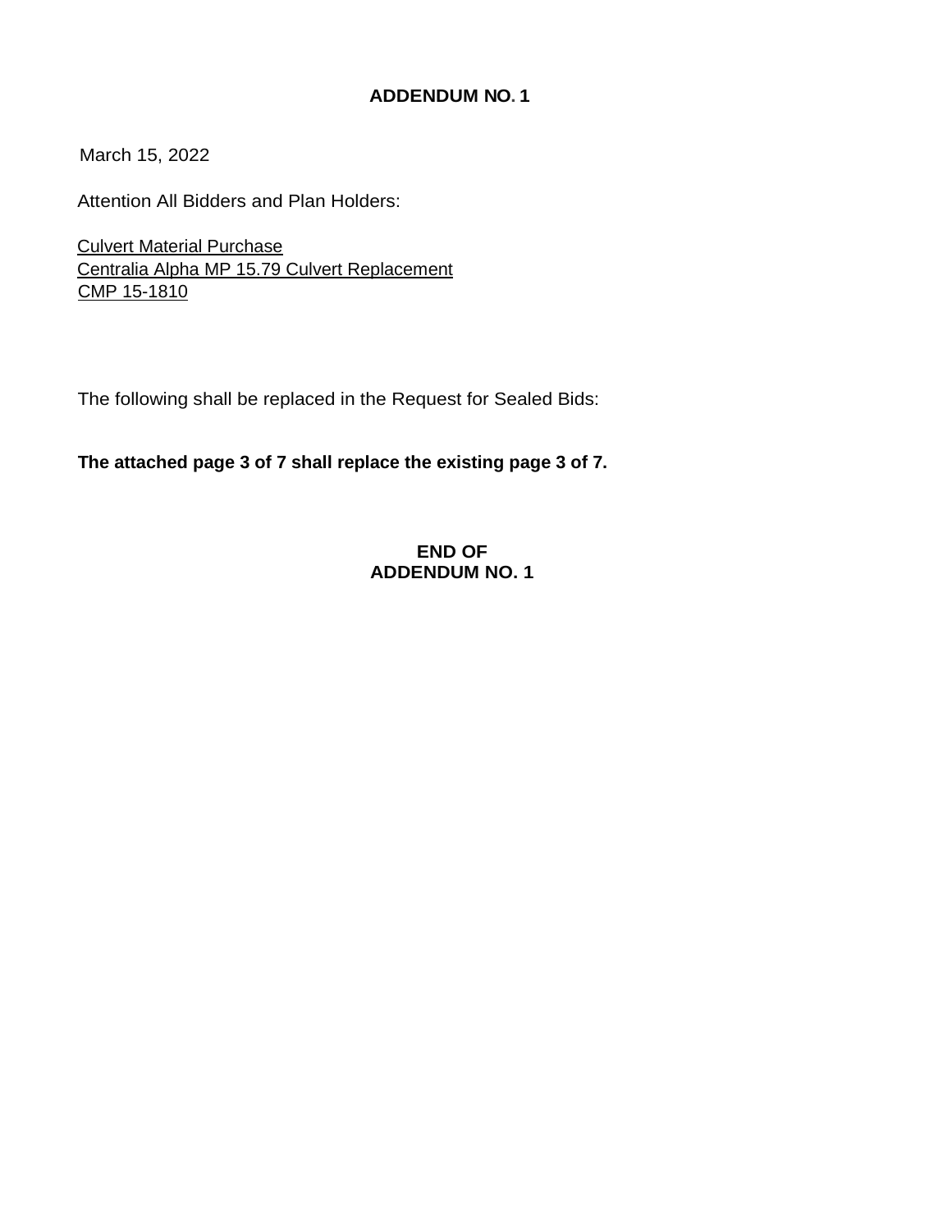# ADDENDUM NO. 1

March 15, 2022

Attention All Bidders and Plan Holders:

Culvert Material Purchase
Centralia Alpha MP 15.79 Culvert Replacement
CMP 15-1810

The following shall be replaced in the Request for Sealed Bids:

**The attached page 3 of 7 shall replace the existing page 3 of 7.**

**END OF**
**ADDENDUM NO. 1**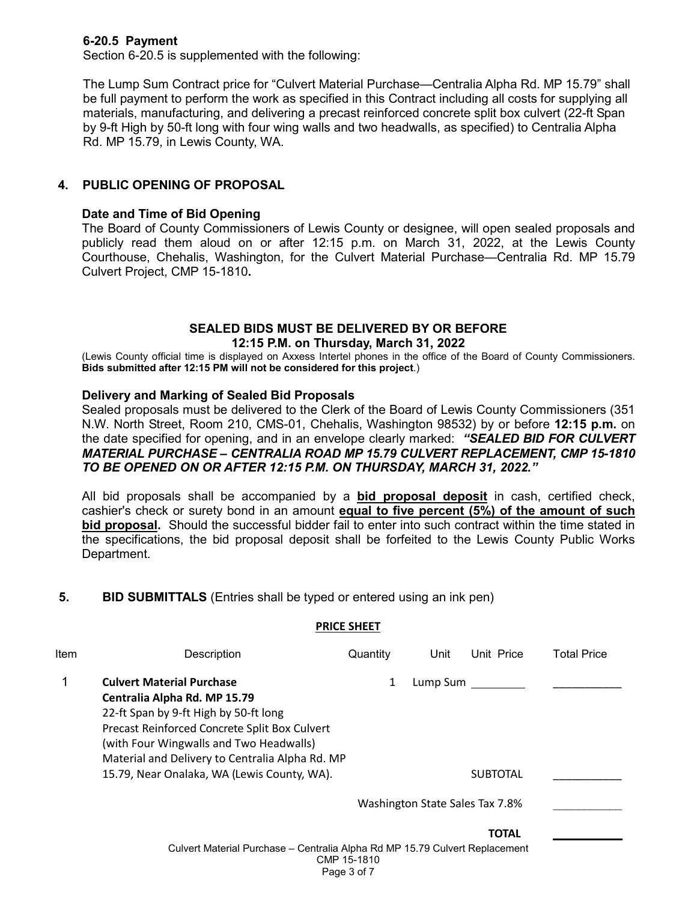#### 6-20.5 Payment

Section 6-20.5 is supplemented with the following:

The Lump Sum Contract price for “Culvert Material Purchase—Centralia Alpha Rd. MP 15.79” shall be full payment to perform the work as specified in this Contract including all costs for supplying all materials, manufacturing, and delivering a precast reinforced concrete split box culvert (22-ft Span by 9-ft High by 50-ft long with four wing walls and two headwalls, as specified) to Centralia Alpha Rd. MP 15.79, in Lewis County, WA.

## 4. PUBLIC OPENING OF PROPOSAL

### Date and Time of Bid Opening

The Board of County Commissioners of Lewis County or designee, will open sealed proposals and publicly read them aloud on or after 12:15 p.m. on March 31, 2022, at the Lewis County Courthouse, Chehalis, Washington, for the Culvert Material Purchase—Centralia Rd. MP 15.79 Culvert Project, CMP 15-1810**.**

**SEALED BIDS MUST BE DELIVERED BY OR BEFORE**
**12:15 P.M. on Thursday, March 31, 2022**

(Lewis County official time is displayed on Axxess Intertel phones in the office of the Board of County Commissioners. **Bids submitted after 12:15 PM will not be considered for this project**.)

### Delivery and Marking of Sealed Bid Proposals

Sealed proposals must be delivered to the Clerk of the Board of Lewis County Commissioners (351 N.W. North Street, Room 210, CMS-01, Chehalis, Washington 98532) by or before **12:15 p.m.** on the date specified for opening, and in an envelope clearly marked: ***“SEALED BID FOR CULVERT MATERIAL PURCHASE – CENTRALIA ROAD MP 15.79 CULVERT REPLACEMENT, CMP 15-1810 TO BE OPENED ON OR AFTER 12:15 P.M. ON THURSDAY, MARCH 31, 2022.”***

All bid proposals shall be accompanied by a **bid proposal deposit** in cash, certified check, cashier's check or surety bond in an amount **equal to five percent (5%) of the amount of such bid proposal.** Should the successful bidder fail to enter into such contract within the time stated in the specifications, the bid proposal deposit shall be forfeited to the Lewis County Public Works Department.

## 5. BID SUBMITTALS (Entries shall be typed or entered using an ink pen)

**PRICE SHEET**

| Item | Description | Quantity | Unit | Unit Price | Total Price |
|---|---|---|---|---|---|
| 1 | **Culvert Material Purchase Centralia Alpha Rd. MP 15.79** 22-ft Span by 9-ft High by 50-ft long Precast Reinforced Concrete Split Box Culvert (with Four Wingwalls and Two Headwalls) Material and Delivery to Centralia Alpha Rd. MP 15.79, Near Onalaka, WA (Lewis County, WA). | 1 | Lump Sum | ________ | ___________ |
| | | | | SUBTOTAL | ___________ |
| | | Washington State Sales Tax 7.8% | | | ___________ |
| | | | | **TOTAL** | ___________ |